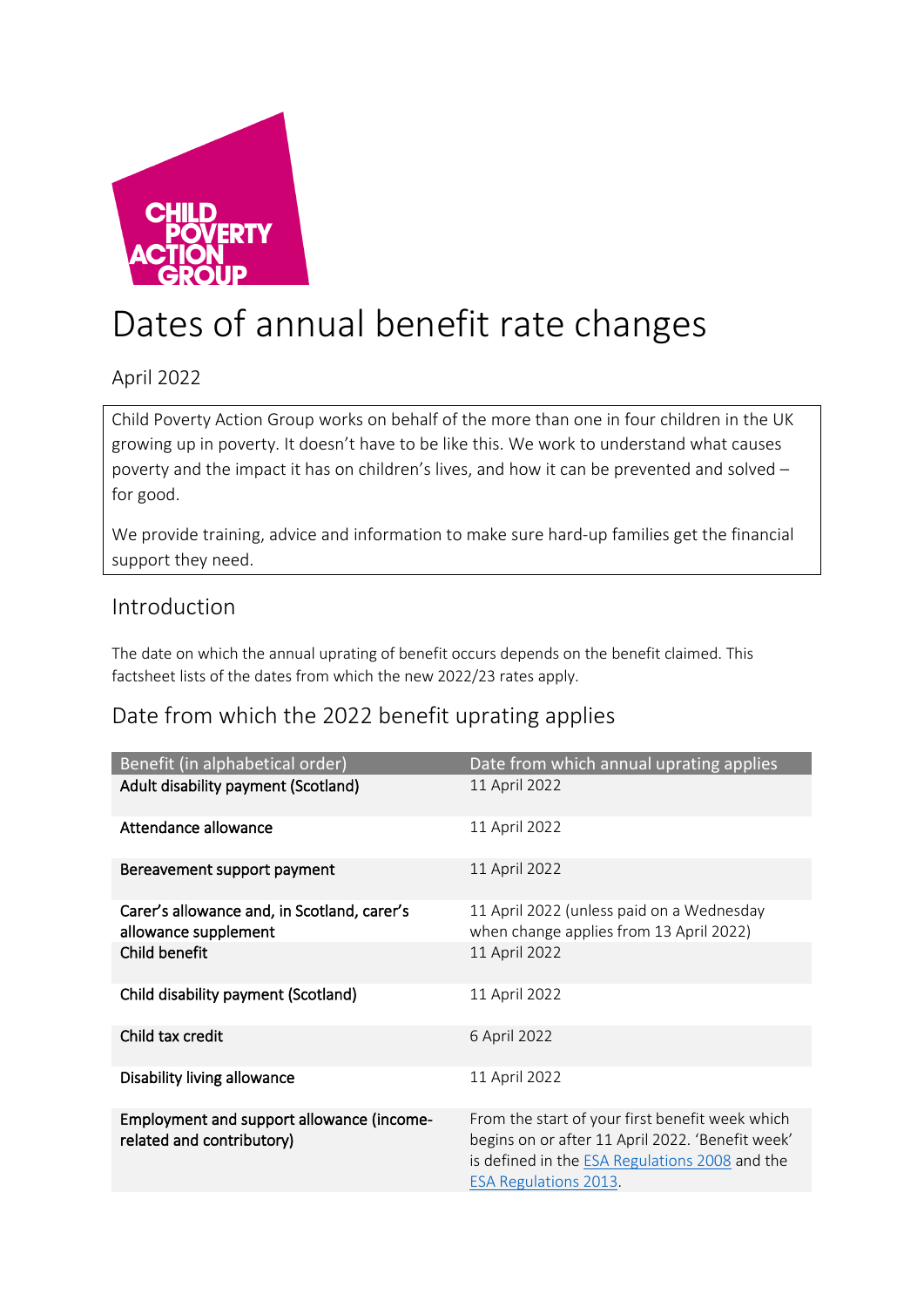# Dates of annual benefit rate changes

April 2022

Child Poverty Action Group works on behalf of the more than one in four children in the UK growing up in poverty. It doesn't have to be like this. We work to understand what causes poverty and the impact it has on children's lives, and how it can be prevented and solved – for good.

We provide training, advice and information to make sure hard-up families get the financial support they need.

## Introduction

The date on which the annual uprating of benefit occurs depends on the benefit claimed. This factsheet lists of the dates from which the new 2022/23 rates apply.

## Date from which the 2022 benefit uprating applies

| Benefit (in alphabetical order) | Date from which annual uprating applies |
|---|---|
| **Adult disability payment (Scotland)** | 11 April 2022 |
| **Attendance allowance** | 11 April 2022 |
| **Bereavement support payment** | 11 April 2022 |
| **Carer's allowance and, in Scotland, carer's allowance supplement** | 11 April 2022 (unless paid on a Wednesday when change applies from 13 April 2022) |
| **Child benefit** | 11 April 2022 |
| **Child disability payment (Scotland)** | 11 April 2022 |
| **Child tax credit** | 6 April 2022 |
| **Disability living allowance** | 11 April 2022 |
| **Employment and support allowance (income-related and contributory)** | From the start of your first benefit week which begins on or after 11 April 2022. 'Benefit week' is defined in the ESA Regulations 2008 and the ESA Regulations 2013. |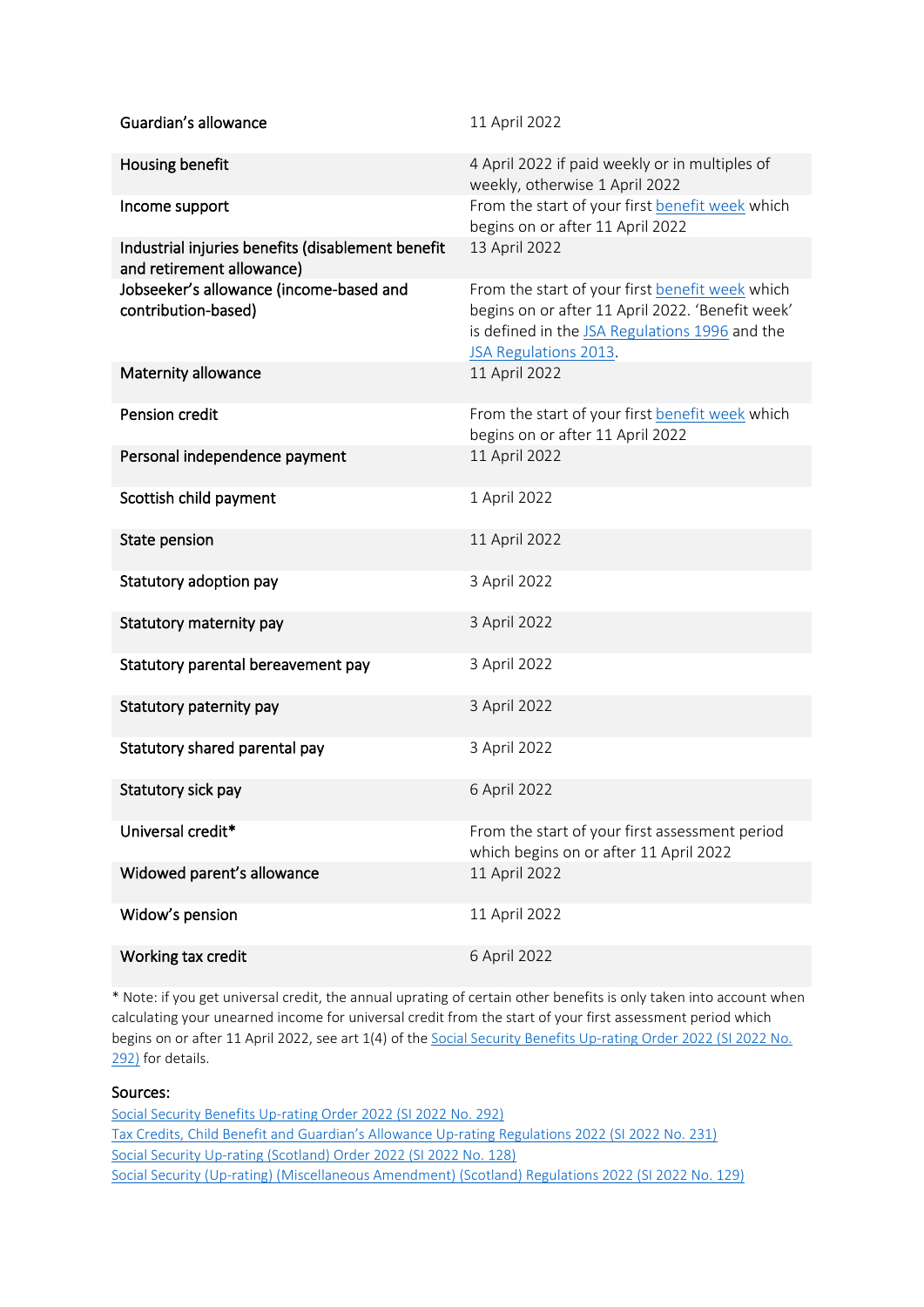| | |
|---|---|
| Guardian's allowance | 11 April 2022 |
| Housing benefit | 4 April 2022 if paid weekly or in multiples of weekly, otherwise 1 April 2022 |
| Income support | From the start of your first benefit week which begins on or after 11 April 2022 |
| Industrial injuries benefits (disablement benefit and retirement allowance) | 13 April 2022 |
| Jobseeker's allowance (income-based and contribution-based) | From the start of your first benefit week which begins on or after 11 April 2022. 'Benefit week' is defined in the JSA Regulations 1996 and the JSA Regulations 2013. |
| Maternity allowance | 11 April 2022 |
| Pension credit | From the start of your first benefit week which begins on or after 11 April 2022 |
| Personal independence payment | 11 April 2022 |
| Scottish child payment | 1 April 2022 |
| State pension | 11 April 2022 |
| Statutory adoption pay | 3 April 2022 |
| Statutory maternity pay | 3 April 2022 |
| Statutory parental bereavement pay | 3 April 2022 |
| Statutory paternity pay | 3 April 2022 |
| Statutory shared parental pay | 3 April 2022 |
| Statutory sick pay | 6 April 2022 |
| Universal credit* | From the start of your first assessment period which begins on or after 11 April 2022 |
| Widowed parent's allowance | 11 April 2022 |
| Widow's pension | 11 April 2022 |
| Working tax credit | 6 April 2022 |

* Note: if you get universal credit, the annual uprating of certain other benefits is only taken into account when calculating your unearned income for universal credit from the start of your first assessment period which begins on or after 11 April 2022, see art 1(4) of the Social Security Benefits Up-rating Order 2022 (SI 2022 No. 292) for details.

Sources:

Social Security Benefits Up-rating Order 2022 (SI 2022 No. 292)
Tax Credits, Child Benefit and Guardian's Allowance Up-rating Regulations 2022 (SI 2022 No. 231)
Social Security Up-rating (Scotland) Order 2022 (SI 2022 No. 128)
Social Security (Up-rating) (Miscellaneous Amendment) (Scotland) Regulations 2022 (SI 2022 No. 129)